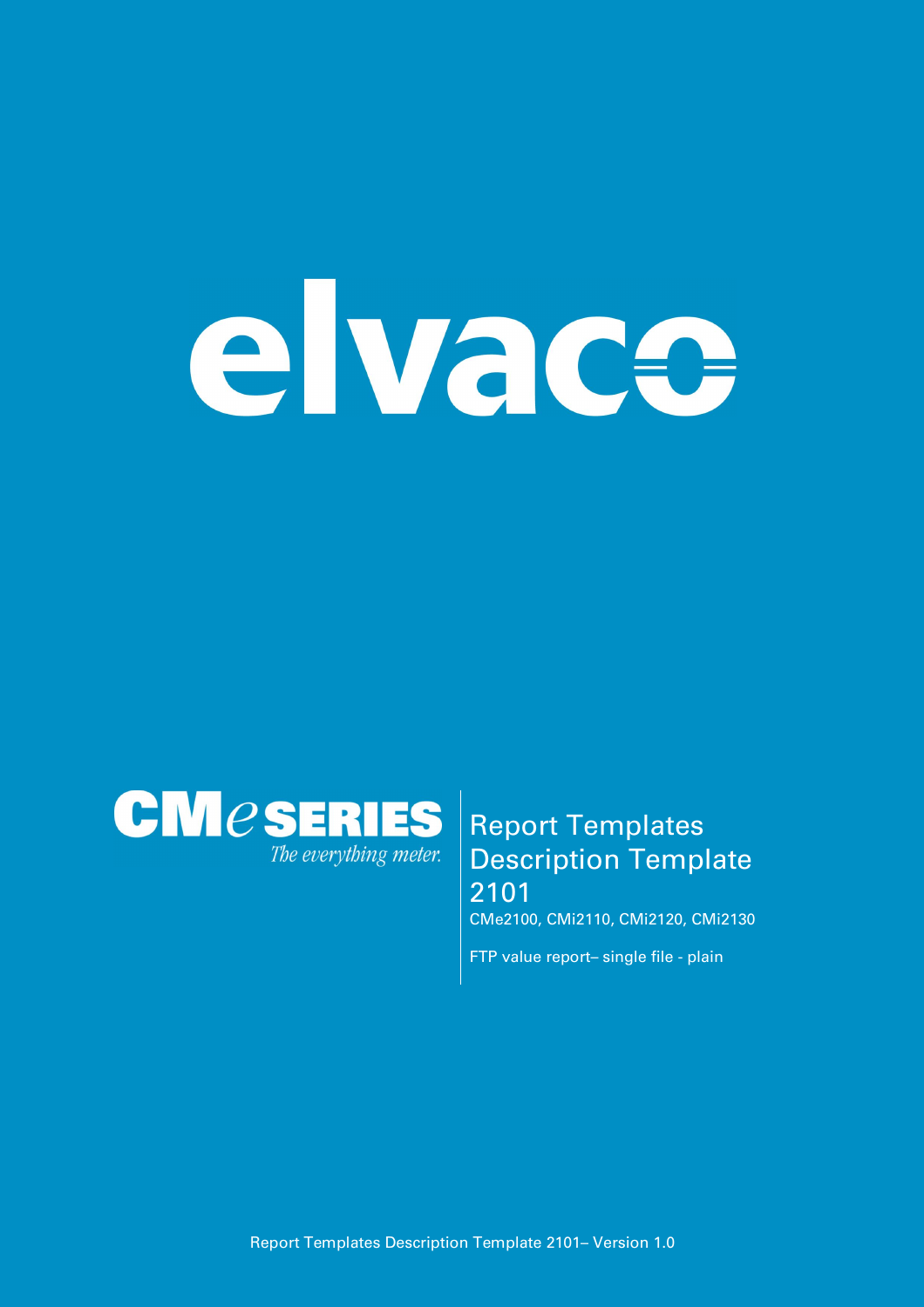elvaco

CMe SERIES
*The everything meter.*

# Report Templates Description Template 2101

CMe2100, CMi2110, CMi2120, CMi2130

FTP value report– single file - plain

Report Templates Description Template 2101– Version 1.0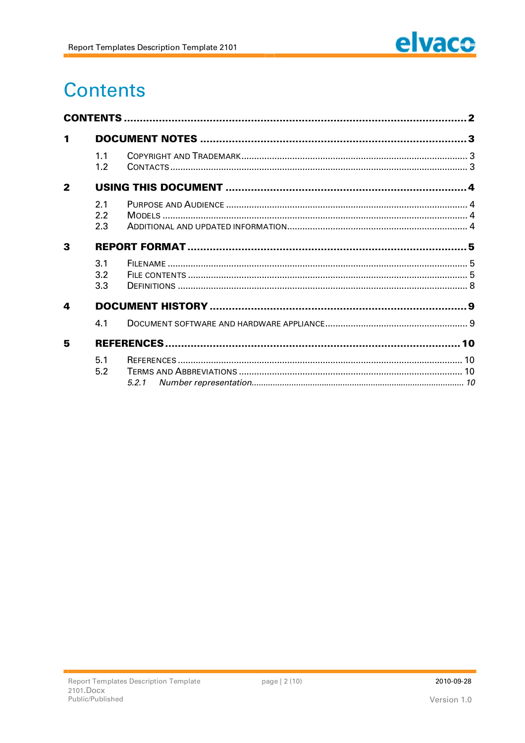# Contents

**CONTENTS** ........................................................................................................ **2**

**1 DOCUMENT NOTES** ........................................................................................ **3**

1.1 COPYRIGHT AND TRADEMARK ........................................................................ 3
1.2 CONTACTS ................................................................................................ 3

**2 USING THIS DOCUMENT** ................................................................................. **4**

2.1 PURPOSE AND AUDIENCE ............................................................................. 4
2.2 MODELS ................................................................................................... 4
2.3 ADDITIONAL AND UPDATED INFORMATION ......................................................... 4

**3 REPORT FORMAT** ........................................................................................... **5**

3.1 FILENAME ................................................................................................. 5
3.2 FILE CONTENTS .......................................................................................... 5
3.3 DEFINITIONS .............................................................................................. 8

**4 DOCUMENT HISTORY** ..................................................................................... **9**

4.1 DOCUMENT SOFTWARE AND HARDWARE APPLIANCE ............................................ 9

**5 REFERENCES** ............................................................................................... **10**

5.1 REFERENCES ............................................................................................ 10
5.2 TERMS AND ABBREVIATIONS ......................................................................... 10

*5.2.1 Number representation* ........................................................................... *10*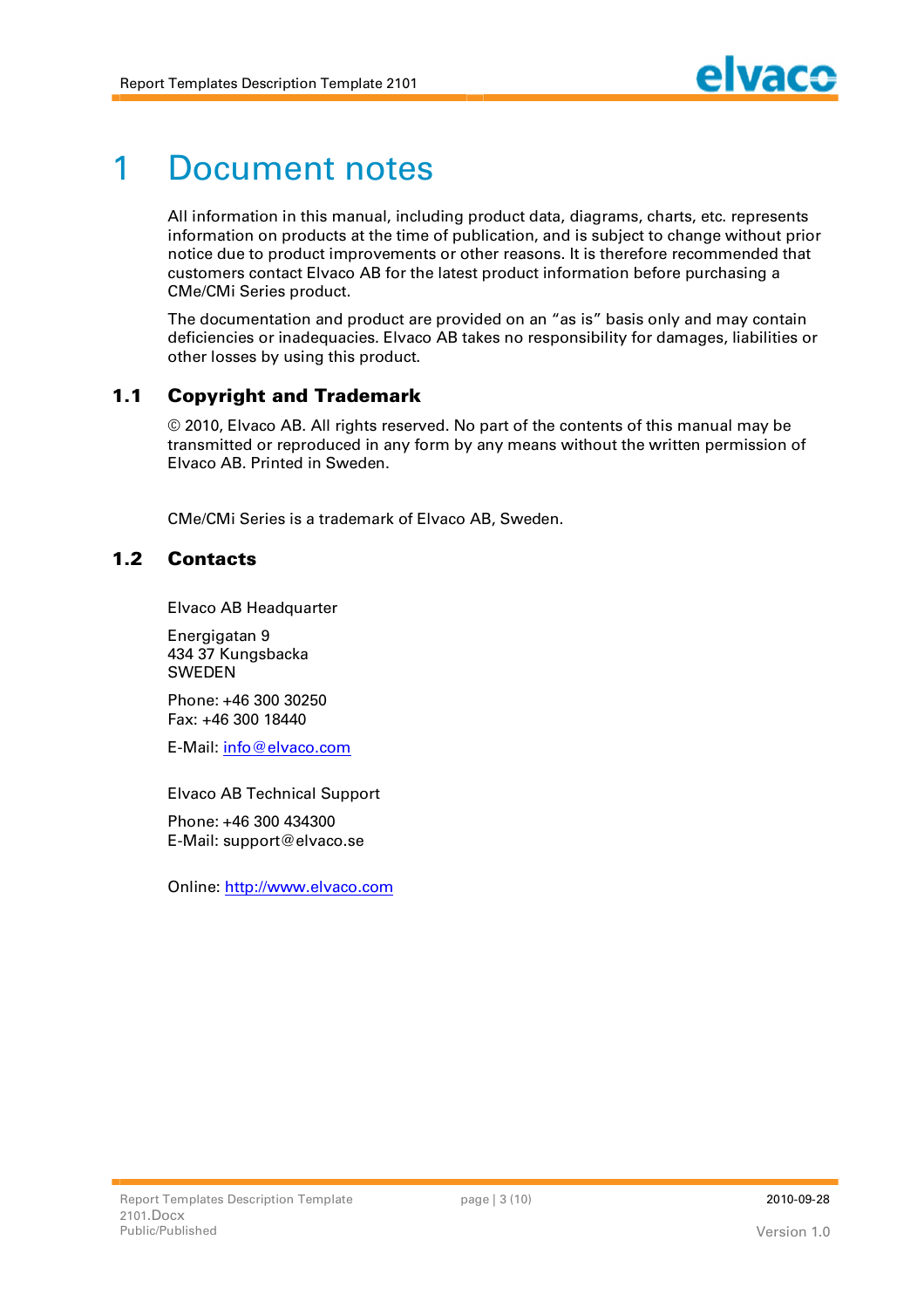# 1 Document notes

All information in this manual, including product data, diagrams, charts, etc. represents information on products at the time of publication, and is subject to change without prior notice due to product improvements or other reasons. It is therefore recommended that customers contact Elvaco AB for the latest product information before purchasing a CMe/CMi Series product.

The documentation and product are provided on an “as is” basis only and may contain deficiencies or inadequacies. Elvaco AB takes no responsibility for damages, liabilities or other losses by using this product.

## 1.1 Copyright and Trademark

© 2010, Elvaco AB. All rights reserved. No part of the contents of this manual may be transmitted or reproduced in any form by any means without the written permission of Elvaco AB. Printed in Sweden.

CMe/CMi Series is a trademark of Elvaco AB, Sweden.

## 1.2 Contacts

Elvaco AB Headquarter

Energigatan 9
434 37 Kungsbacka
SWEDEN

Phone: +46 300 30250
Fax: +46 300 18440

E-Mail: info@elvaco.com

Elvaco AB Technical Support

Phone: +46 300 434300
E-Mail: support@elvaco.se

Online: http://www.elvaco.com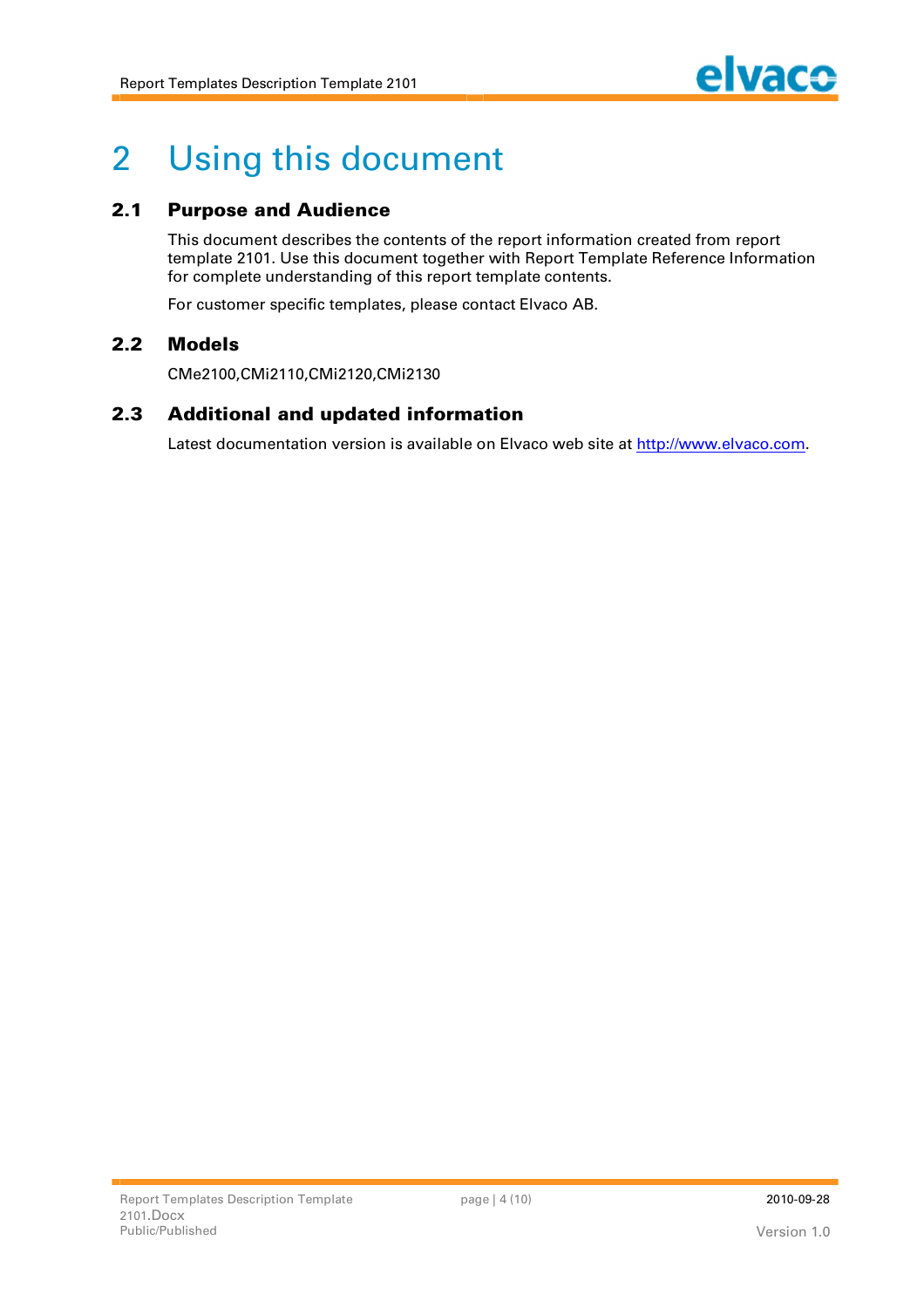# 2 Using this document

## 2.1 Purpose and Audience

This document describes the contents of the report information created from report template 2101. Use this document together with Report Template Reference Information for complete understanding of this report template contents.

For customer specific templates, please contact Elvaco AB.

## 2.2 Models

CMe2100,CMi2110,CMi2120,CMi2130

## 2.3 Additional and updated information

Latest documentation version is available on Elvaco web site at http://www.elvaco.com.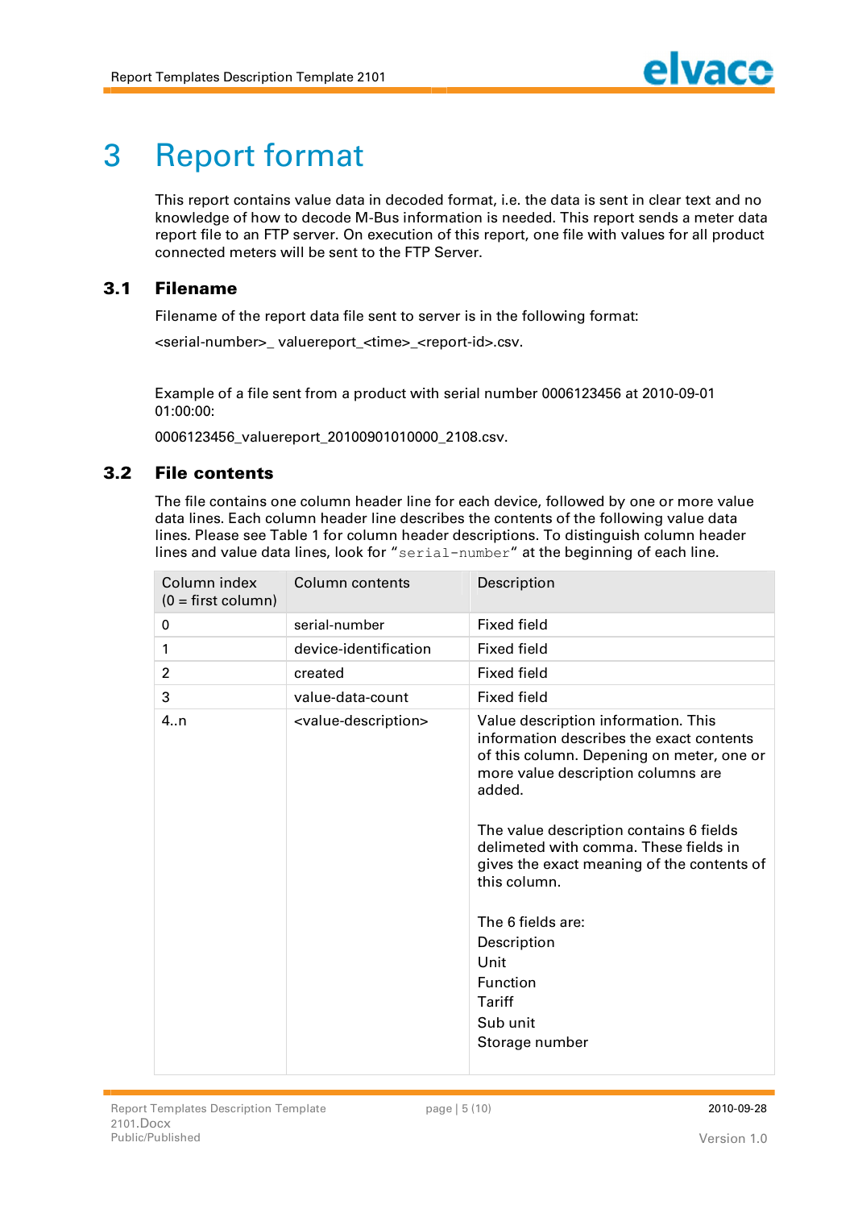// Page 5: Report format section (3, 3.1 Filename, 3.2 File contents with column table)
# 3 Report format

This report contains value data in decoded format, i.e. the data is sent in clear text and no knowledge of how to decode M-Bus information is needed. This report sends a meter data report file to an FTP server. On execution of this report, one file with values for all product connected meters will be sent to the FTP Server.

## 3.1 Filename

Filename of the report data file sent to server is in the following format:

<serial-number>_ valuereport_<time>_<report-id>.csv.

Example of a file sent from a product with serial number 0006123456 at 2010-09-01 01:00:00:

0006123456_valuereport_20100901010000_2108.csv.

## 3.2 File contents

The file contains one column header line for each device, followed by one or more value data lines. Each column header line describes the contents of the following value data lines. Please see Table 1 for column header descriptions. To distinguish column header lines and value data lines, look for "`serial-number`" at the beginning of each line.

| Column index (0 = first column) | Column contents | Description |
|---|---|---|
| 0 | serial-number | Fixed field |
| 1 | device-identification | Fixed field |
| 2 | created | Fixed field |
| 3 | value-data-count | Fixed field |
| 4..n | <value-description> | Value description information. This information describes the exact contents of this column. Depening on meter, one or more value description columns are added.<br><br>The value description contains 6 fields delimeted with comma. These fields in gives the exact meaning of the contents of this column.<br><br>The 6 fields are:<br>Description<br>Unit<br>Function<br>Tariff<br>Sub unit<br>Storage number |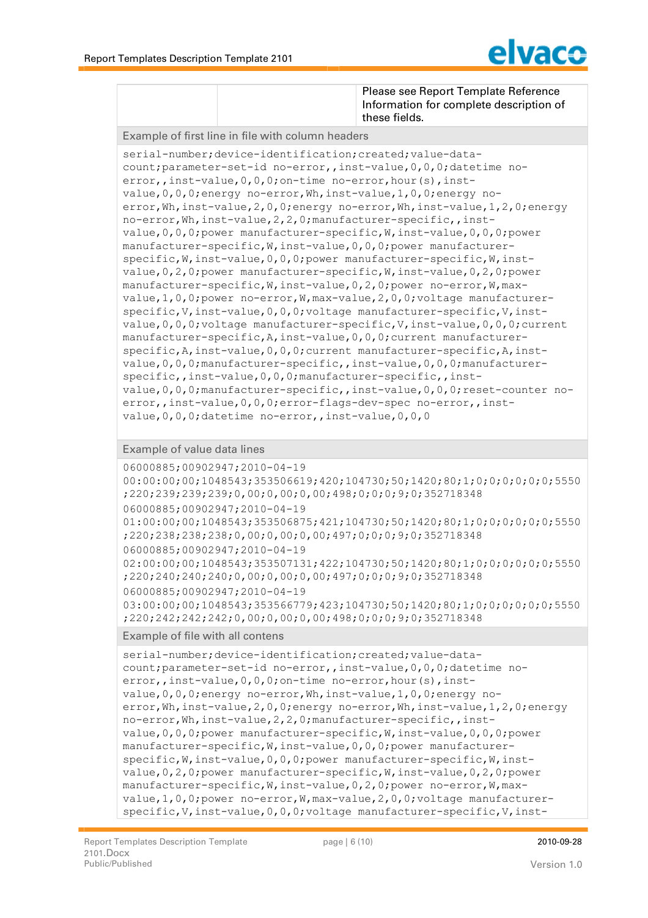| | | |
|---|---|---|
| | | Please see Report Template Reference Information for complete description of these fields. |

Example of first line in file with column headers

```
serial-number;device-identification;created;value-data-count;parameter-set-id no-error,,inst-value,0,0,0;datetime no-error,,inst-value,0,0,0;on-time no-error,hour(s),inst-value,0,0,0;energy no-error,Wh,inst-value,1,0,0;energy no-error,Wh,inst-value,2,0,0;energy no-error,Wh,inst-value,1,2,0;energy no-error,Wh,inst-value,2,2,0;manufacturer-specific,,inst-value,0,0,0;power manufacturer-specific,W,inst-value,0,0,0;power manufacturer-specific,W,inst-value,0,0,0;power manufacturer-specific,W,inst-value,0,0,0;power manufacturer-specific,W,inst-value,0,2,0;power manufacturer-specific,W,inst-value,0,2,0;power manufacturer-specific,W,inst-value,0,2,0;power no-error,W,max-value,1,0,0;power no-error,W,max-value,2,0,0;voltage manufacturer-specific,V,inst-value,0,0,0;voltage manufacturer-specific,V,inst-value,0,0,0;voltage manufacturer-specific,V,inst-value,0,0,0;current manufacturer-specific,A,inst-value,0,0,0;current manufacturer-specific,A,inst-value,0,0,0;current manufacturer-specific,A,inst-value,0,0,0;manufacturer-specific,,inst-value,0,0,0;manufacturer-specific,,inst-value,0,0,0;manufacturer-specific,,inst-value,0,0,0;reset-counter no-error,,inst-value,0,0,0;error-flags-dev-spec no-error,,inst-value,0,0,0;datetime no-error,,inst-value,0,0,0
```

Example of value data lines

```
06000885;00902947;2010-04-19 00:00:00;00;1048543;353506619;420;104730;50;1420;80;1;0;0;0;0;0;0;5550;220;239;239;239;0,00;0,00;0,00;498;0;0;0;9;0;352718348
06000885;00902947;2010-04-19 01:00:00;00;1048543;353506875;421;104730;50;1420;80;1;0;0;0;0;0;0;5550;220;238;238;238;0,00;0,00;0,00;497;0;0;0;9;0;352718348
06000885;00902947;2010-04-19 02:00:00;00;1048543;353507131;422;104730;50;1420;80;1;0;0;0;0;0;0;5550;220;240;240;240;0,00;0,00;0,00;497;0;0;0;9;0;352718348
06000885;00902947;2010-04-19 03:00:00;00;1048543;353566779;423;104730;50;1420;80;1;0;0;0;0;0;0;5550;220;242;242;242;0,00;0,00;0,00;498;0;0;0;9;0;352718348
```

Example of file with all contens

```
serial-number;device-identification;created;value-data-count;parameter-set-id no-error,,inst-value,0,0,0;datetime no-error,,inst-value,0,0,0;on-time no-error,hour(s),inst-value,0,0,0;energy no-error,Wh,inst-value,1,0,0;energy no-error,Wh,inst-value,2,0,0;energy no-error,Wh,inst-value,1,2,0;energy no-error,Wh,inst-value,2,2,0;manufacturer-specific,,inst-value,0,0,0;power manufacturer-specific,W,inst-value,0,0,0;power manufacturer-specific,W,inst-value,0,0,0;power manufacturer-specific,W,inst-value,0,0,0;power manufacturer-specific,W,inst-value,0,2,0;power manufacturer-specific,W,inst-value,0,2,0;power manufacturer-specific,W,inst-value,0,2,0;power no-error,W,max-value,1,0,0;power no-error,W,max-value,2,0,0;voltage manufacturer-specific,V,inst-value,0,0,0;voltage manufacturer-specific,V,inst-
```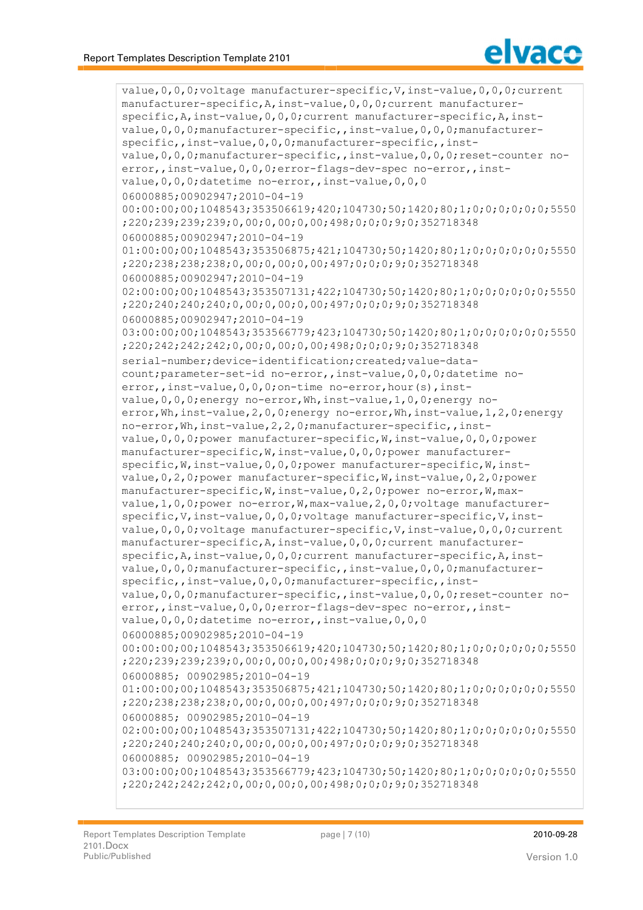```
value,0,0,0;voltage manufacturer-specific,V,inst-value,0,0,0;current
manufacturer-specific,A,inst-value,0,0,0;current manufacturer-
specific,A,inst-value,0,0,0;current manufacturer-specific,A,inst-
value,0,0,0;manufacturer-specific,,inst-value,0,0,0;manufacturer-
specific,,inst-value,0,0,0;manufacturer-specific,,inst-
value,0,0,0;manufacturer-specific,,inst-value,0,0,0;reset-counter no-
error,,inst-value,0,0,0;error-flags-dev-spec no-error,,inst-
value,0,0,0;datetime no-error,,inst-value,0,0,0
06000885;00902947;2010-04-19
00:00:00;00;1048543;353506619;420;104730;50;1420;80;1;0;0;0;0;0;0;5550
;220;239;239;239;0,00;0,00;0,00;498;0;0;0;9;0;352718348
06000885;00902947;2010-04-19
01:00:00;00;1048543;353506875;421;104730;50;1420;80;1;0;0;0;0;0;0;5550
;220;238;238;238;0,00;0,00;0,00;497;0;0;0;9;0;352718348
06000885;00902947;2010-04-19
02:00:00;00;1048543;353507131;422;104730;50;1420;80;1;0;0;0;0;0;0;5550
;220;240;240;240;0,00;0,00;0,00;497;0;0;0;9;0;352718348
06000885;00902947;2010-04-19
03:00:00;00;1048543;353566779;423;104730;50;1420;80;1;0;0;0;0;0;0;5550
;220;242;242;242;0,00;0,00;0,00;498;0;0;0;9;0;352718348
serial-number;device-identification;created;value-data-
count;parameter-set-id no-error,,inst-value,0,0,0;datetime no-
error,,inst-value,0,0,0;on-time no-error,hour(s),inst-
value,0,0,0;energy no-error,Wh,inst-value,1,0,0;energy no-
error,Wh,inst-value,2,0,0;energy no-error,Wh,inst-value,1,2,0;energy
no-error,Wh,inst-value,2,2,0;manufacturer-specific,,inst-
value,0,0,0;power manufacturer-specific,W,inst-value,0,0,0;power
manufacturer-specific,W,inst-value,0,0,0;power manufacturer-
specific,W,inst-value,0,0,0;power manufacturer-specific,W,inst-
value,0,2,0;power manufacturer-specific,W,inst-value,0,2,0;power
manufacturer-specific,W,inst-value,0,2,0;power no-error,W,max-
value,1,0,0;power no-error,W,max-value,2,0,0;voltage manufacturer-
specific,V,inst-value,0,0,0;voltage manufacturer-specific,V,inst-
value,0,0,0;voltage manufacturer-specific,V,inst-value,0,0,0;current
manufacturer-specific,A,inst-value,0,0,0;current manufacturer-
specific,A,inst-value,0,0,0;current manufacturer-specific,A,inst-
value,0,0,0;manufacturer-specific,,inst-value,0,0,0;manufacturer-
specific,,inst-value,0,0,0;manufacturer-specific,,inst-
value,0,0,0;manufacturer-specific,,inst-value,0,0,0;reset-counter no-
error,,inst-value,0,0,0;error-flags-dev-spec no-error,,inst-
value,0,0,0;datetime no-error,,inst-value,0,0,0
06000885;00902985;2010-04-19
00:00:00;00;1048543;353506619;420;104730;50;1420;80;1;0;0;0;0;0;0;5550
;220;239;239;239;0,00;0,00;0,00;498;0;0;0;9;0;352718348
06000885; 00902985;2010-04-19
01:00:00;00;1048543;353506875;421;104730;50;1420;80;1;0;0;0;0;0;0;5550
;220;238;238;238;0,00;0,00;0,00;497;0;0;0;9;0;352718348
06000885; 00902985;2010-04-19
02:00:00;00;1048543;353507131;422;104730;50;1420;80;1;0;0;0;0;0;0;5550
;220;240;240;240;0,00;0,00;0,00;497;0;0;0;9;0;352718348
06000885; 00902985;2010-04-19
03:00:00;00;1048543;353566779;423;104730;50;1420;80;1;0;0;0;0;0;0;5550
;220;242;242;242;0,00;0,00;0,00;498;0;0;0;9;0;352718348
```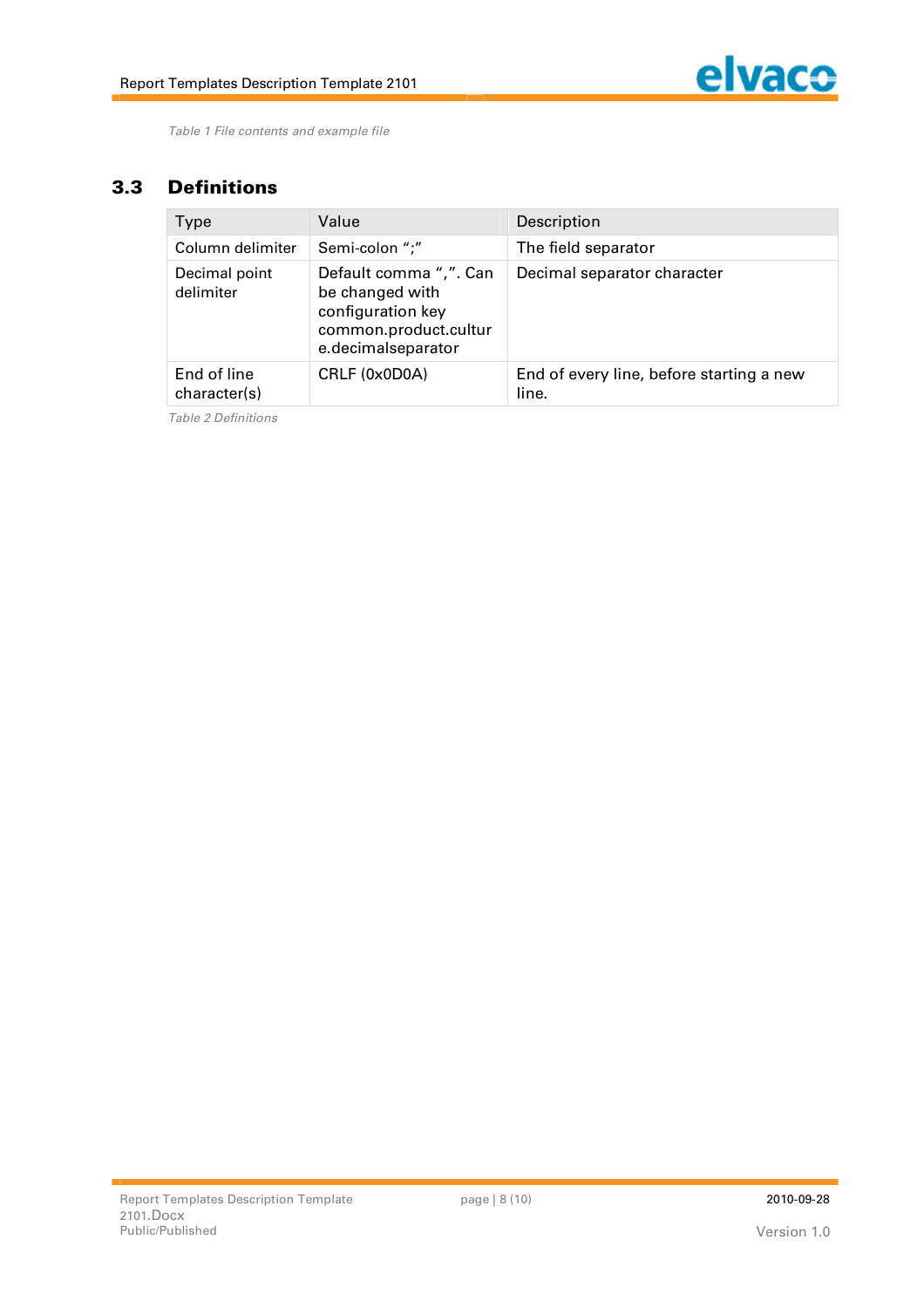*Table 1 File contents and example file*

## 3.3 Definitions

| Type | Value | Description |
|---|---|---|
| Column delimiter | Semi-colon ";" | The field separator |
| Decimal point delimiter | Default comma ",". Can be changed with configuration key common.product.culture.decimalseparator | Decimal separator character |
| End of line character(s) | CRLF (0x0D0A) | End of every line, before starting a new line. |

*Table 2 Definitions*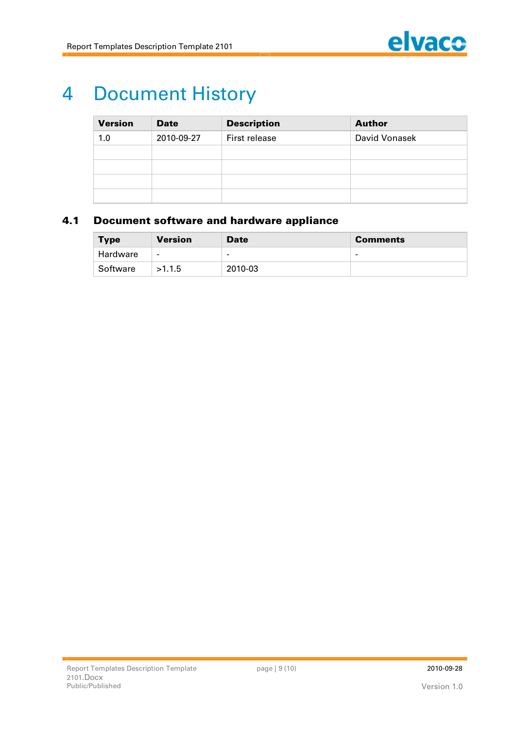# 4 Document History

| Version | Date | Description | Author |
| --- | --- | --- | --- |
| 1.0 | 2010-09-27 | First release | David Vonasek |
| | | | |
| | | | |
| | | | |
| | | | |

## 4.1 Document software and hardware appliance

| Type | Version | Date | Comments |
| --- | --- | --- | --- |
| Hardware | - | - | - |
| Software | >1.1.5 | 2010-03 | |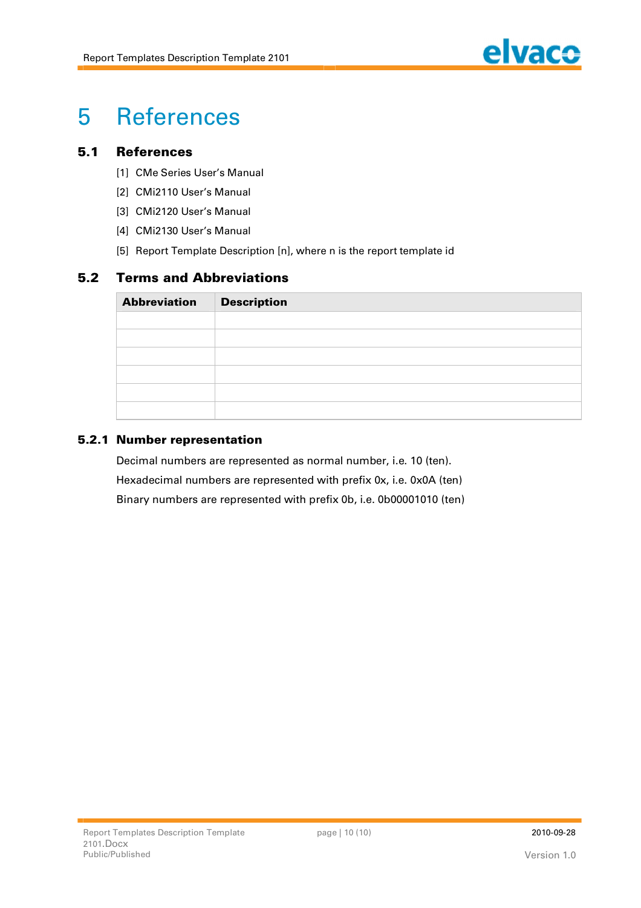# 5 References

## 5.1 References

[1] CMe Series User's Manual

[2] CMi2110 User's Manual

[3] CMi2120 User's Manual

[4] CMi2130 User's Manual

[5] Report Template Description [n], where n is the report template id

## 5.2 Terms and Abbreviations

| Abbreviation | Description |
|---|---|
| | |
| | |
| | |
| | |
| | |
| | |

### 5.2.1 Number representation

Decimal numbers are represented as normal number, i.e. 10 (ten).

Hexadecimal numbers are represented with prefix 0x, i.e. 0x0A (ten)

Binary numbers are represented with prefix 0b, i.e. 0b00001010 (ten)